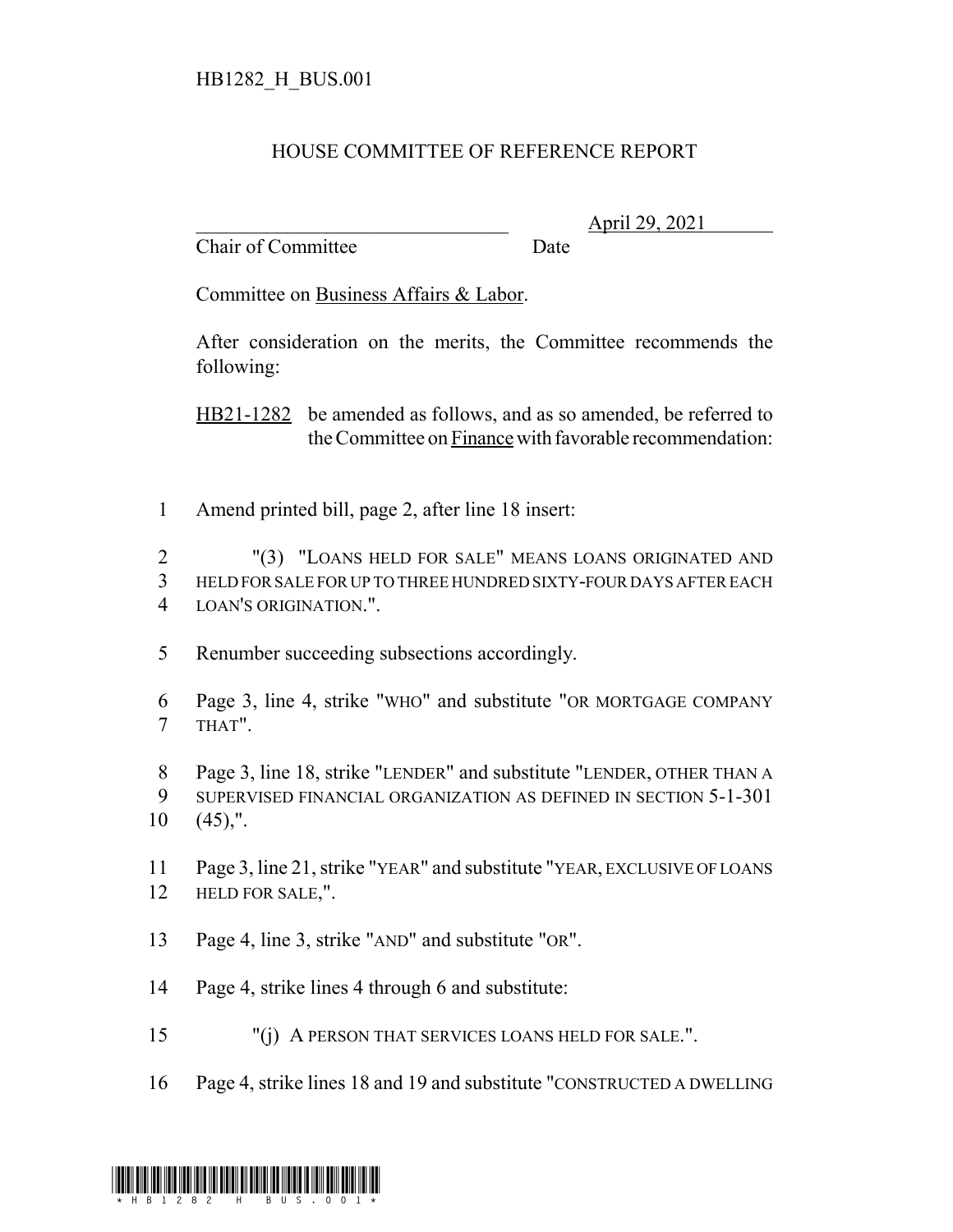HB1282_H_BUS.001

# HOUSE COMMITTEE OF REFERENCE REPORT

________________________________ April 29, 2021
Chair of Committee Date

Committee on Business Affairs & Labor.

After consideration on the merits, the Committee recommends the following:

HB21-1282 be amended as follows, and as so amended, be referred to the Committee on Finance with favorable recommendation:

1 Amend printed bill, page 2, after line 18 insert:

2 "(3) "LOANS HELD FOR SALE" MEANS LOANS ORIGINATED AND
3 HELD FOR SALE FOR UP TO THREE HUNDRED SIXTY-FOUR DAYS AFTER EACH
4 LOAN'S ORIGINATION.".

5 Renumber succeeding subsections accordingly.

6 Page 3, line 4, strike "WHO" and substitute "OR MORTGAGE COMPANY
7 THAT".

8 Page 3, line 18, strike "LENDER" and substitute "LENDER, OTHER THAN A
9 SUPERVISED FINANCIAL ORGANIZATION AS DEFINED IN SECTION 5-1-301
10 (45),".

11 Page 3, line 21, strike "YEAR" and substitute "YEAR, EXCLUSIVE OF LOANS
12 HELD FOR SALE,".

13 Page 4, line 3, strike "AND" and substitute "OR".

14 Page 4, strike lines 4 through 6 and substitute:

15 "(j) A PERSON THAT SERVICES LOANS HELD FOR SALE.".

16 Page 4, strike lines 18 and 19 and substitute "CONSTRUCTED A DWELLING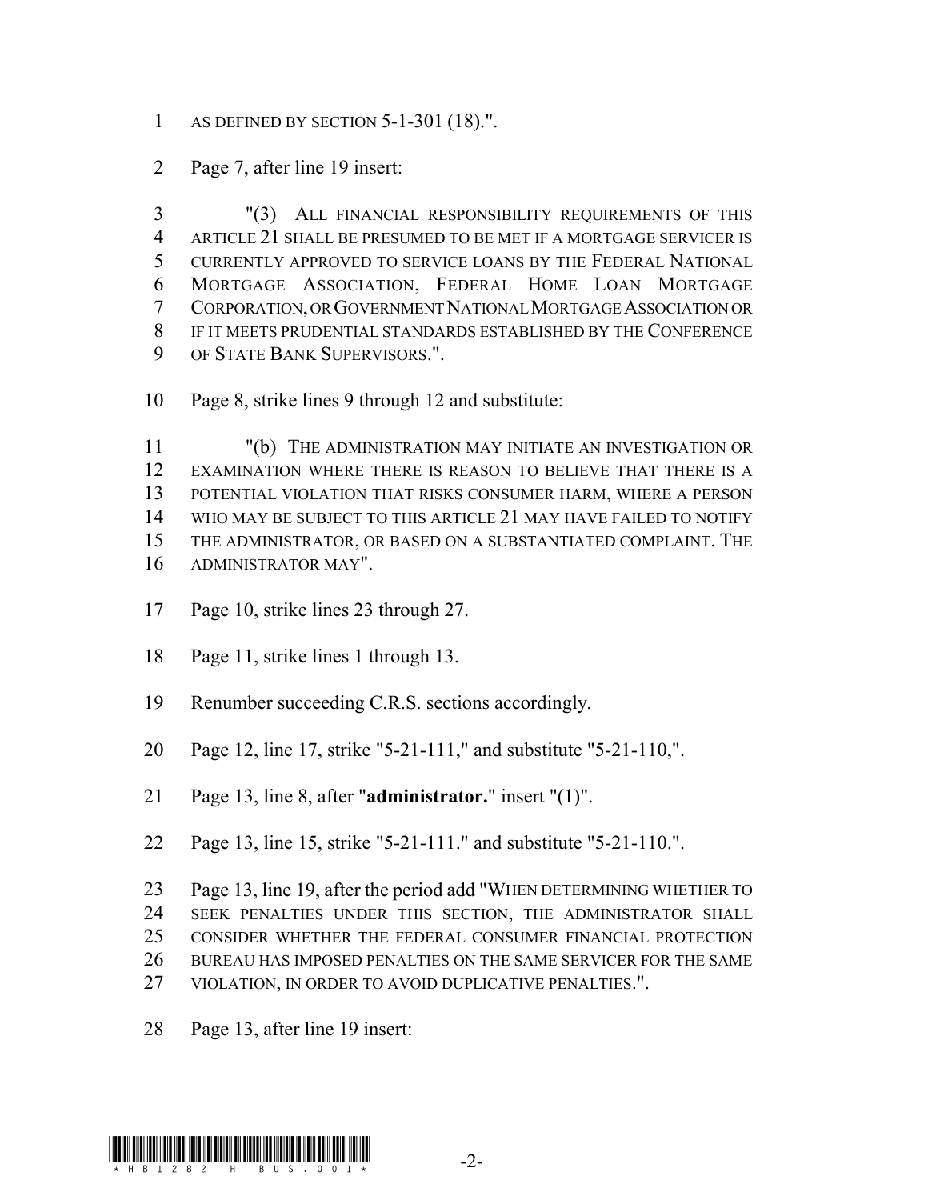AS DEFINED BY SECTION 5-1-301 (18).".

Page 7, after line 19 insert:

"(3) ALL FINANCIAL RESPONSIBILITY REQUIREMENTS OF THIS ARTICLE 21 SHALL BE PRESUMED TO BE MET IF A MORTGAGE SERVICER IS CURRENTLY APPROVED TO SERVICE LOANS BY THE FEDERAL NATIONAL MORTGAGE ASSOCIATION, FEDERAL HOME LOAN MORTGAGE CORPORATION, OR GOVERNMENT NATIONAL MORTGAGE ASSOCIATION OR IF IT MEETS PRUDENTIAL STANDARDS ESTABLISHED BY THE CONFERENCE OF STATE BANK SUPERVISORS.".

Page 8, strike lines 9 through 12 and substitute:

"(b) THE ADMINISTRATION MAY INITIATE AN INVESTIGATION OR EXAMINATION WHERE THERE IS REASON TO BELIEVE THAT THERE IS A POTENTIAL VIOLATION THAT RISKS CONSUMER HARM, WHERE A PERSON WHO MAY BE SUBJECT TO THIS ARTICLE 21 MAY HAVE FAILED TO NOTIFY THE ADMINISTRATOR, OR BASED ON A SUBSTANTIATED COMPLAINT. THE ADMINISTRATOR MAY".

Page 10, strike lines 23 through 27.

Page 11, strike lines 1 through 13.

Renumber succeeding C.R.S. sections accordingly.

Page 12, line 17, strike "5-21-111," and substitute "5-21-110,".

Page 13, line 8, after "**administrator.**" insert "(1)".

Page 13, line 15, strike "5-21-111." and substitute "5-21-110.".

Page 13, line 19, after the period add "WHEN DETERMINING WHETHER TO SEEK PENALTIES UNDER THIS SECTION, THE ADMINISTRATOR SHALL CONSIDER WHETHER THE FEDERAL CONSUMER FINANCIAL PROTECTION BUREAU HAS IMPOSED PENALTIES ON THE SAME SERVICER FOR THE SAME VIOLATION, IN ORDER TO AVOID DUPLICATIVE PENALTIES.".

Page 13, after line 19 insert: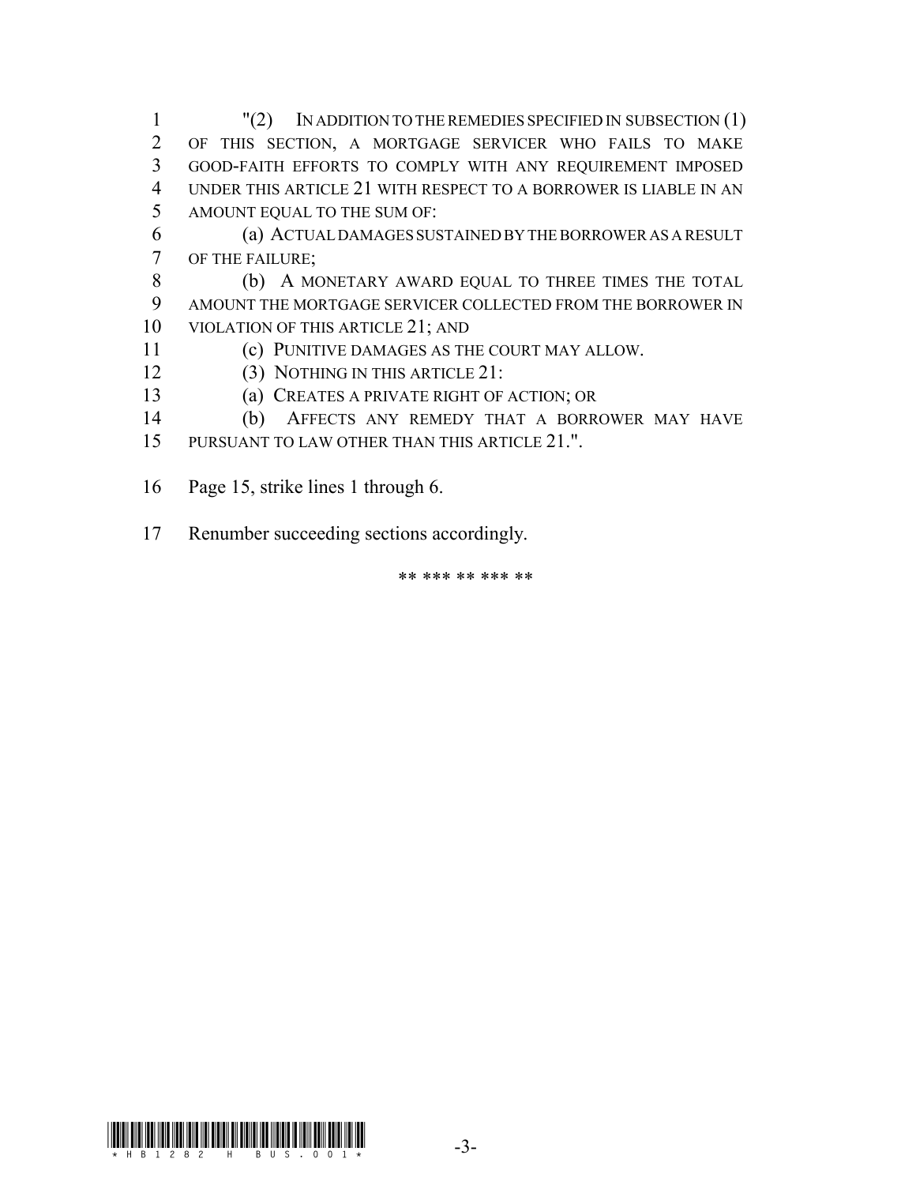"(2) IN ADDITION TO THE REMEDIES SPECIFIED IN SUBSECTION (1) OF THIS SECTION, A MORTGAGE SERVICER WHO FAILS TO MAKE GOOD-FAITH EFFORTS TO COMPLY WITH ANY REQUIREMENT IMPOSED UNDER THIS ARTICLE 21 WITH RESPECT TO A BORROWER IS LIABLE IN AN AMOUNT EQUAL TO THE SUM OF:

(a) ACTUAL DAMAGES SUSTAINED BY THE BORROWER AS A RESULT OF THE FAILURE;

(b) A MONETARY AWARD EQUAL TO THREE TIMES THE TOTAL AMOUNT THE MORTGAGE SERVICER COLLECTED FROM THE BORROWER IN VIOLATION OF THIS ARTICLE 21; AND

(c) PUNITIVE DAMAGES AS THE COURT MAY ALLOW.

(3) NOTHING IN THIS ARTICLE 21:

(a) CREATES A PRIVATE RIGHT OF ACTION; OR

(b) AFFECTS ANY REMEDY THAT A BORROWER MAY HAVE PURSUANT TO LAW OTHER THAN THIS ARTICLE 21.".

Page 15, strike lines 1 through 6.

Renumber succeeding sections accordingly.

** *** ** *** **